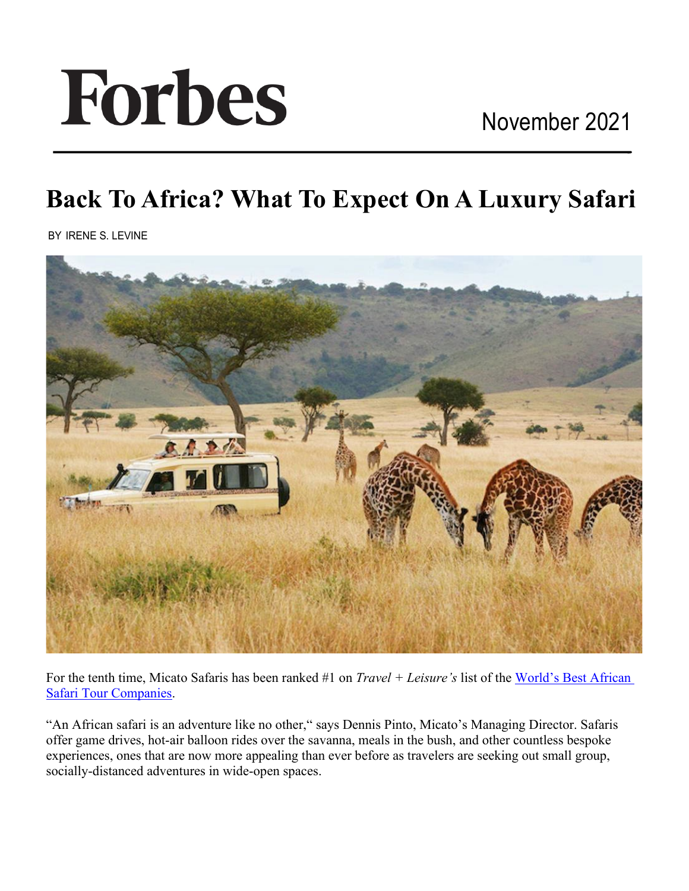Forbes

November 2021

# Back To Africa? What To Expect On A Luxury Safari

BY IRENE S. LEVINE

For the tenth time, Micato Safaris has been ranked #1 on *Travel + Leisure's* list of the [World's Best African Safari Tour Companies](#).

"An African safari is an adventure like no other," says Dennis Pinto, Micato's Managing Director. Safaris offer game drives, hot-air balloon rides over the savanna, meals in the bush, and other countless bespoke experiences, ones that are now more appealing than ever before as travelers are seeking out small group, socially-distanced adventures in wide-open spaces.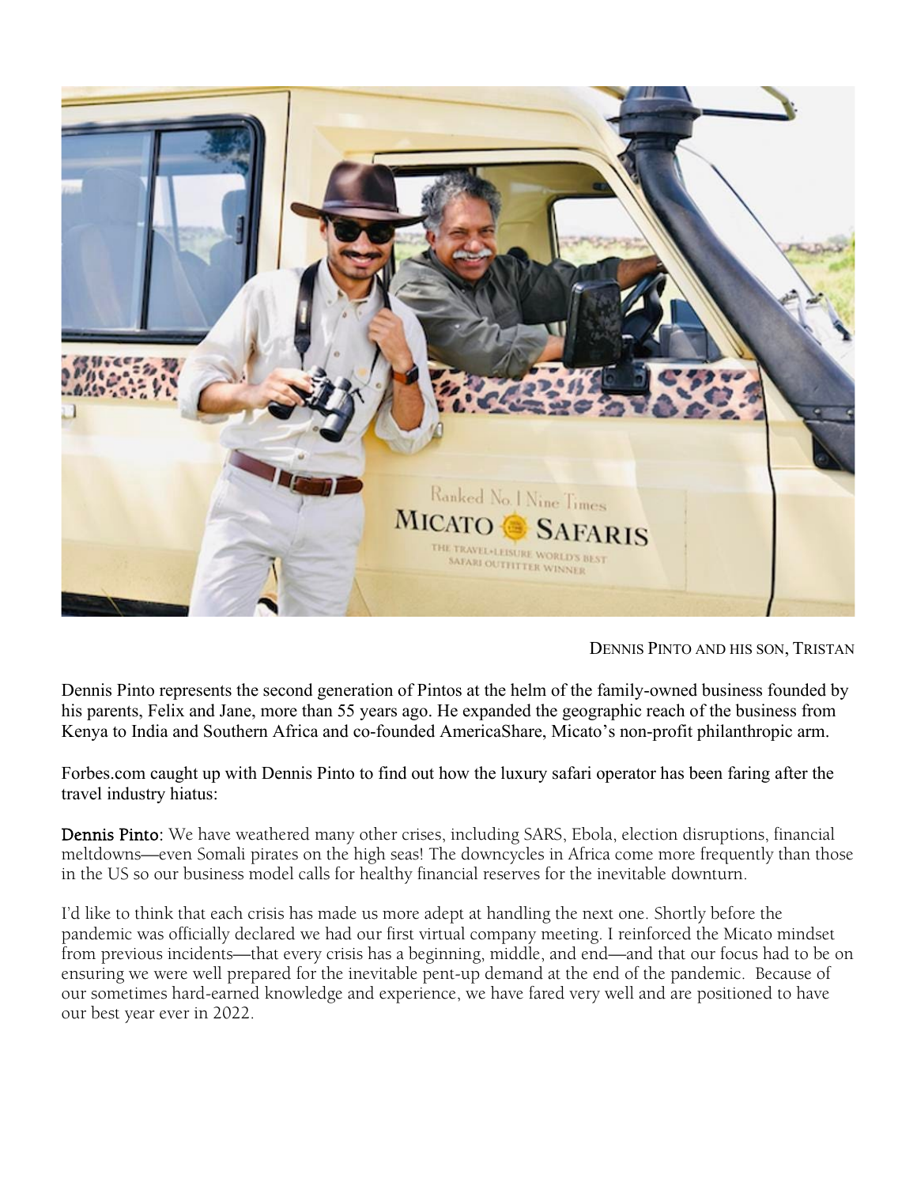DENNIS PINTO AND HIS SON, TRISTAN

Dennis Pinto represents the second generation of Pintos at the helm of the family-owned business founded by his parents, Felix and Jane, more than 55 years ago. He expanded the geographic reach of the business from Kenya to India and Southern Africa and co-founded AmericaShare, Micato's non-profit philanthropic arm.

Forbes.com caught up with Dennis Pinto to find out how the luxury safari operator has been faring after the travel industry hiatus:

**Dennis Pinto**: We have weathered many other crises, including SARS, Ebola, election disruptions, financial meltdowns—even Somali pirates on the high seas! The downcycles in Africa come more frequently than those in the US so our business model calls for healthy financial reserves for the inevitable downturn.

I'd like to think that each crisis has made us more adept at handling the next one. Shortly before the pandemic was officially declared we had our first virtual company meeting. I reinforced the Micato mindset from previous incidents—that every crisis has a beginning, middle, and end—and that our focus had to be on ensuring we were well prepared for the inevitable pent-up demand at the end of the pandemic. Because of our sometimes hard-earned knowledge and experience, we have fared very well and are positioned to have our best year ever in 2022.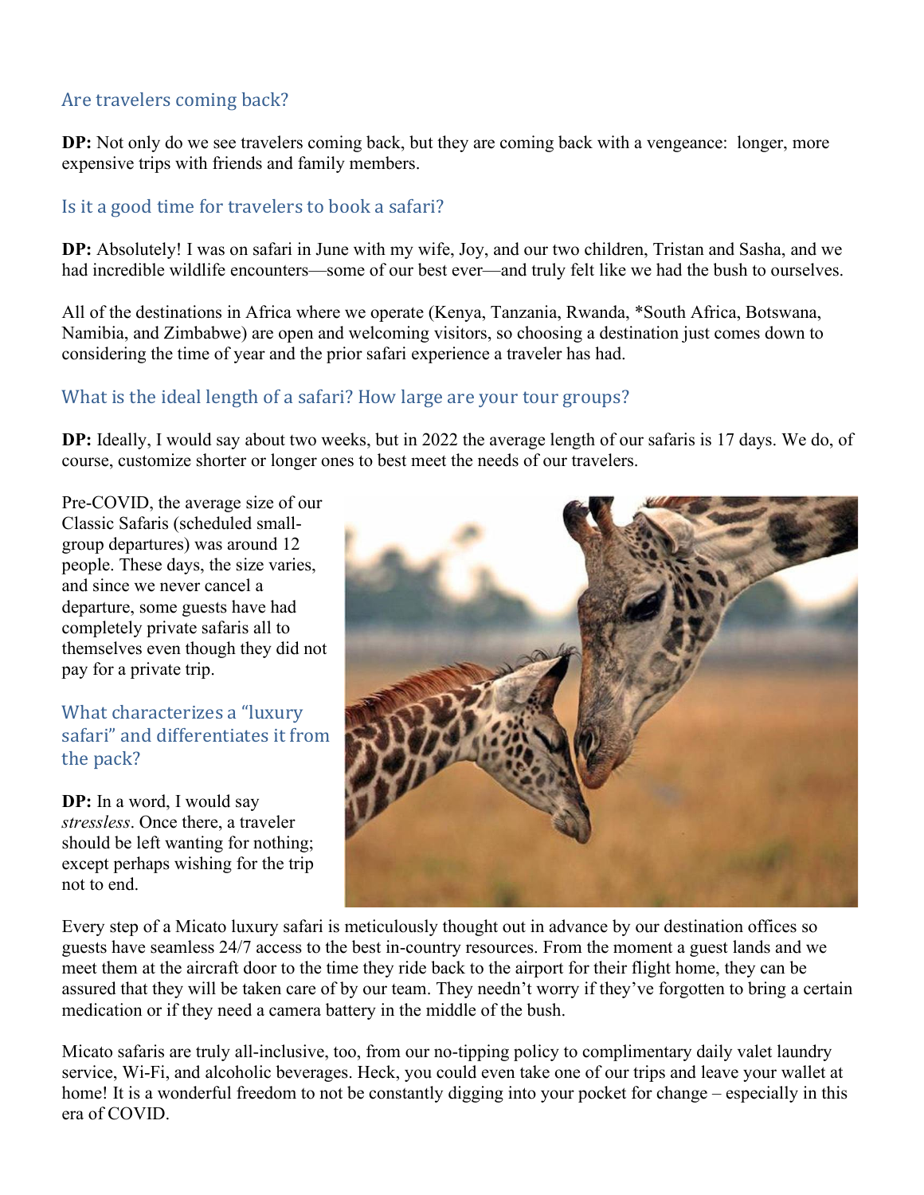## Are travelers coming back?

**DP:** Not only do we see travelers coming back, but they are coming back with a vengeance: longer, more expensive trips with friends and family members.

## Is it a good time for travelers to book a safari?

**DP:** Absolutely! I was on safari in June with my wife, Joy, and our two children, Tristan and Sasha, and we had incredible wildlife encounters—some of our best ever—and truly felt like we had the bush to ourselves.

All of the destinations in Africa where we operate (Kenya, Tanzania, Rwanda, *South Africa, Botswana, Namibia, and Zimbabwe) are open and welcoming visitors, so choosing a destination just comes down to considering the time of year and the prior safari experience a traveler has had.

## What is the ideal length of a safari? How large are your tour groups?

**DP:** Ideally, I would say about two weeks, but in 2022 the average length of our safaris is 17 days. We do, of course, customize shorter or longer ones to best meet the needs of our travelers.

Pre-COVID, the average size of our Classic Safaris (scheduled small-group departures) was around 12 people. These days, the size varies, and since we never cancel a departure, some guests have had completely private safaris all to themselves even though they did not pay for a private trip.

## What characterizes a "luxury safari" and differentiates it from the pack?

**DP:** In a word, I would say *stressless*. Once there, a traveler should be left wanting for nothing; except perhaps wishing for the trip not to end.

Every step of a Micato luxury safari is meticulously thought out in advance by our destination offices so guests have seamless 24/7 access to the best in-country resources. From the moment a guest lands and we meet them at the aircraft door to the time they ride back to the airport for their flight home, they can be assured that they will be taken care of by our team. They needn't worry if they've forgotten to bring a certain medication or if they need a camera battery in the middle of the bush.

Micato safaris are truly all-inclusive, too, from our no-tipping policy to complimentary daily valet laundry service, Wi-Fi, and alcoholic beverages. Heck, you could even take one of our trips and leave your wallet at home! It is a wonderful freedom to not be constantly digging into your pocket for change – especially in this era of COVID.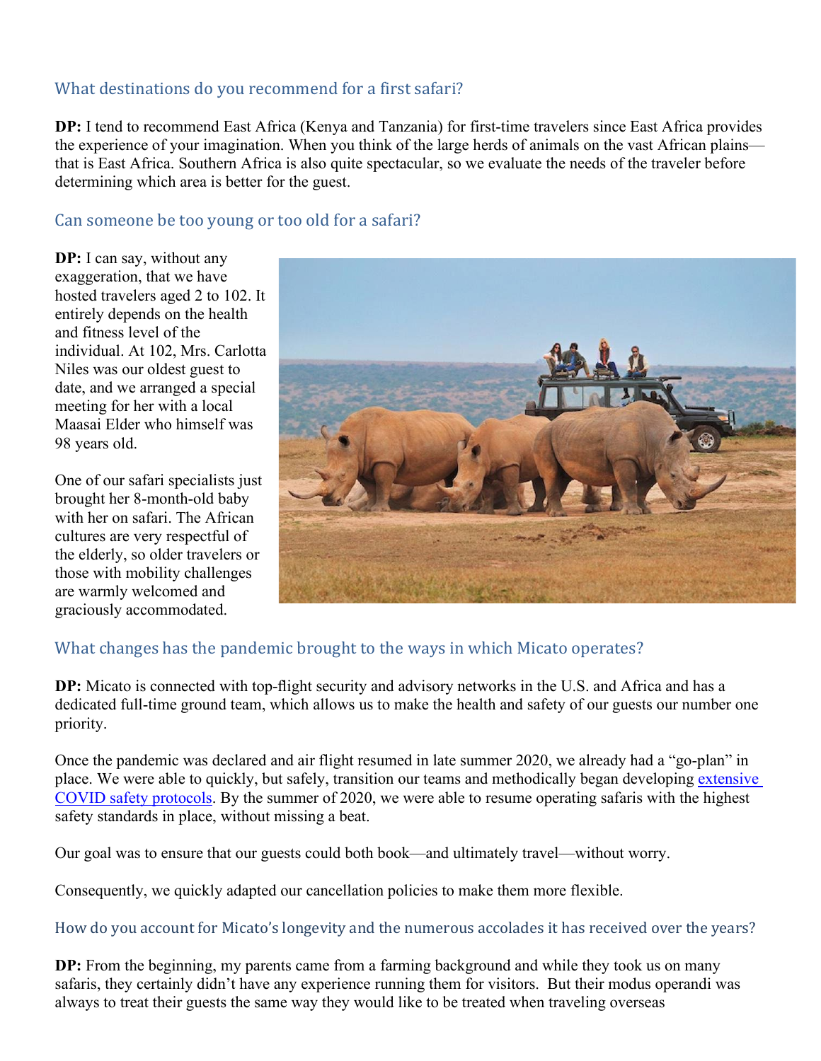## What destinations do you recommend for a first safari?

**DP:** I tend to recommend East Africa (Kenya and Tanzania) for first-time travelers since East Africa provides the experience of your imagination. When you think of the large herds of animals on the vast African plains—that is East Africa. Southern Africa is also quite spectacular, so we evaluate the needs of the traveler before determining which area is better for the guest.

## Can someone be too young or too old for a safari?

**DP:** I can say, without any exaggeration, that we have hosted travelers aged 2 to 102. It entirely depends on the health and fitness level of the individual. At 102, Mrs. Carlotta Niles was our oldest guest to date, and we arranged a special meeting for her with a local Maasai Elder who himself was 98 years old.

One of our safari specialists just brought her 8-month-old baby with her on safari. The African cultures are very respectful of the elderly, so older travelers or those with mobility challenges are warmly welcomed and graciously accommodated.

## What changes has the pandemic brought to the ways in which Micato operates?

**DP:** Micato is connected with top-flight security and advisory networks in the U.S. and Africa and has a dedicated full-time ground team, which allows us to make the health and safety of our guests our number one priority.

Once the pandemic was declared and air flight resumed in late summer 2020, we already had a "go-plan" in place. We were able to quickly, but safely, transition our teams and methodically began developing extensive COVID safety protocols. By the summer of 2020, we were able to resume operating safaris with the highest safety standards in place, without missing a beat.

Our goal was to ensure that our guests could both book—and ultimately travel—without worry.

Consequently, we quickly adapted our cancellation policies to make them more flexible.

## How do you account for Micato's longevity and the numerous accolades it has received over the years?

**DP:** From the beginning, my parents came from a farming background and while they took us on many safaris, they certainly didn't have any experience running them for visitors. But their modus operandi was always to treat their guests the same way they would like to be treated when traveling overseas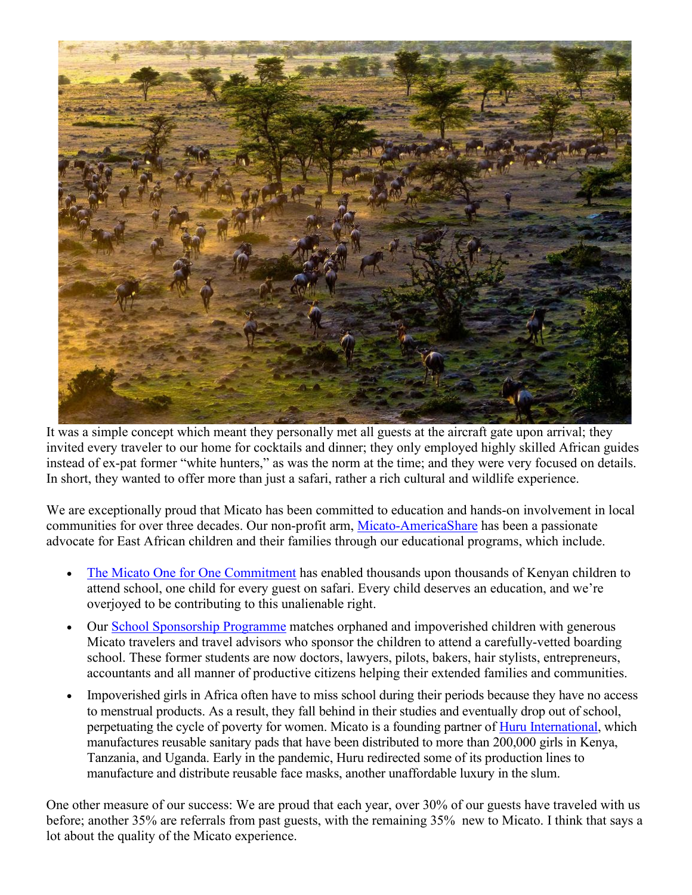It was a simple concept which meant they personally met all guests at the aircraft gate upon arrival; they invited every traveler to our home for cocktails and dinner; they only employed highly skilled African guides instead of ex-pat former "white hunters," as was the norm at the time; and they were very focused on details. In short, they wanted to offer more than just a safari, rather a rich cultural and wildlife experience.

We are exceptionally proud that Micato has been committed to education and hands-on involvement in local communities for over three decades. Our non-profit arm, Micato-AmericaShare has been a passionate advocate for East African children and their families through our educational programs, which include.

- The Micato One for One Commitment has enabled thousands upon thousands of Kenyan children to attend school, one child for every guest on safari. Every child deserves an education, and we're overjoyed to be contributing to this unalienable right.
- Our School Sponsorship Programme matches orphaned and impoverished children with generous Micato travelers and travel advisors who sponsor the children to attend a carefully-vetted boarding school. These former students are now doctors, lawyers, pilots, bakers, hair stylists, entrepreneurs, accountants and all manner of productive citizens helping their extended families and communities.
- Impoverished girls in Africa often have to miss school during their periods because they have no access to menstrual products. As a result, they fall behind in their studies and eventually drop out of school, perpetuating the cycle of poverty for women. Micato is a founding partner of Huru International, which manufactures reusable sanitary pads that have been distributed to more than 200,000 girls in Kenya, Tanzania, and Uganda. Early in the pandemic, Huru redirected some of its production lines to manufacture and distribute reusable face masks, another unaffordable luxury in the slum.

One other measure of our success: We are proud that each year, over 30% of our guests have traveled with us before; another 35% are referrals from past guests, with the remaining 35% new to Micato. I think that says a lot about the quality of the Micato experience.